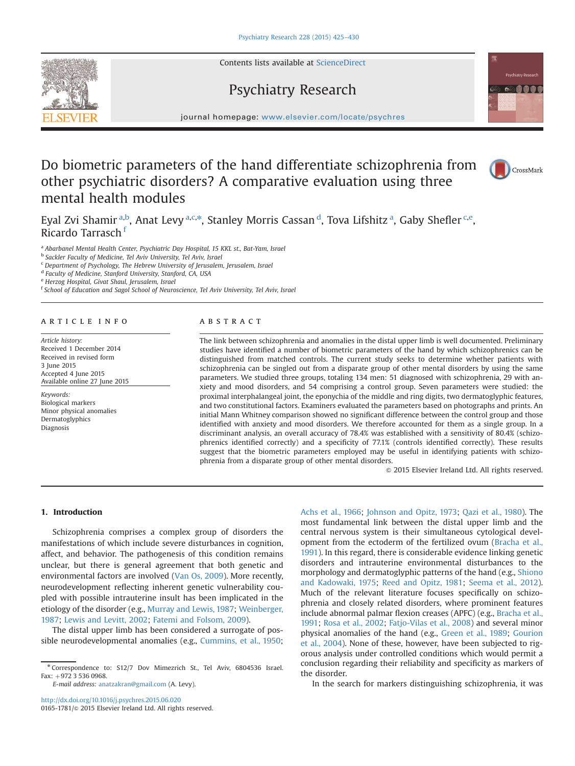# Do biometric parameters of the hand differentiate schizophrenia from other psychiatric disorders? A comparative evaluation using three mental health modules

Eyal Zvi Shamir [a,b], Anat Levy [a,c,*], Stanley Morris Cassan [d], Tova Lifshitz [a], Gaby Shefler [c,e], Ricardo Tarrasch [f]

[a] Abarbanel Mental Health Center, Psychiatric Day Hospital, 15 KKL st., Bat-Yam, Israel
[b] Sackler Faculty of Medicine, Tel Aviv University, Tel Aviv, Israel
[c] Department of Psychology, The Hebrew University of Jerusalem, Jerusalem, Israel
[d] Faculty of Medicine, Stanford University, Stanford, CA, USA
[e] Herzog Hospital, Givat Shaul, Jerusalem, Israel
[f] School of Education and Sagol School of Neuroscience, Tel Aviv University, Tel Aviv, Israel

## ARTICLE INFO

*Article history:*
Received 1 December 2014
Received in revised form
3 June 2015
Accepted 4 June 2015
Available online 27 June 2015

*Keywords:*
Biological markers
Minor physical anomalies
Dermatoglyphics
Diagnosis

## ABSTRACT

The link between schizophrenia and anomalies in the distal upper limb is well documented. Preliminary studies have identified a number of biometric parameters of the hand by which schizophrenics can be distinguished from matched controls. The current study seeks to determine whether patients with schizophrenia can be singled out from a disparate group of other mental disorders by using the same parameters. We studied three groups, totaling 134 men: 51 diagnosed with schizophrenia, 29 with anxiety and mood disorders, and 54 comprising a control group. Seven parameters were studied: the proximal interphalangeal joint, the eponychia of the middle and ring digits, two dermatoglyphic features, and two constitutional factors. Examiners evaluated the parameters based on photographs and prints. An initial Mann Whitney comparison showed no significant difference between the control group and those identified with anxiety and mood disorders. We therefore accounted for them as a single group. In a discriminant analysis, an overall accuracy of 78.4% was established with a sensitivity of 80.4% (schizophrenics identified correctly) and a specificity of 77.1% (controls identified correctly). These results suggest that the biometric parameters employed may be useful in identifying patients with schizophrenia from a disparate group of other mental disorders.

© 2015 Elsevier Ireland Ltd. All rights reserved.

## 1. Introduction

Schizophrenia comprises a complex group of disorders the manifestations of which include severe disturbances in cognition, affect, and behavior. The pathogenesis of this condition remains unclear, but there is general agreement that both genetic and environmental factors are involved (Van Os, 2009). More recently, neurodevelopment reflecting inherent genetic vulnerability coupled with possible intrauterine insult has been implicated in the etiology of the disorder (e.g., Murray and Lewis, 1987; Weinberger, 1987; Lewis and Levitt, 2002; Fatemi and Folsom, 2009).

The distal upper limb has been considered a surrogate of possible neurodevelopmental anomalies (e.g., Cummins, et al., 1950; Achs et al., 1966; Johnson and Opitz, 1973; Qazi et al., 1980). The most fundamental link between the distal upper limb and the central nervous system is their simultaneous cytological development from the ectoderm of the fertilized ovum (Bracha et al., 1991). In this regard, there is considerable evidence linking genetic disorders and intrauterine environmental disturbances to the morphology and dermatoglyphic patterns of the hand (e.g., Shiono and Kadowaki, 1975; Reed and Opitz, 1981; Seema et al., 2012). Much of the relevant literature focuses specifically on schizophrenia and closely related disorders, where prominent features include abnormal palmar flexion creases (APFC) (e.g., Bracha et al., 1991; Rosa et al., 2002; Fatjo-Vilas et al., 2008) and several minor physical anomalies of the hand (e.g., Green et al., 1989; Gourion et al., 2004). None of these, however, have been subjected to rigorous analysis under controlled conditions which would permit a conclusion regarding their reliability and specificity as markers of the disorder.

In the search for markers distinguishing schizophrenia, it was

* Correspondence to: S12/7 Dov Mimezrich St., Tel Aviv, 6804536 Israel. Fax: +972 3 536 0968.
*E-mail address:* anatzakran@gmail.com (A. Levy).

http://dx.doi.org/10.1016/j.psychres.2015.06.020
0165-1781/© 2015 Elsevier Ireland Ltd. All rights reserved.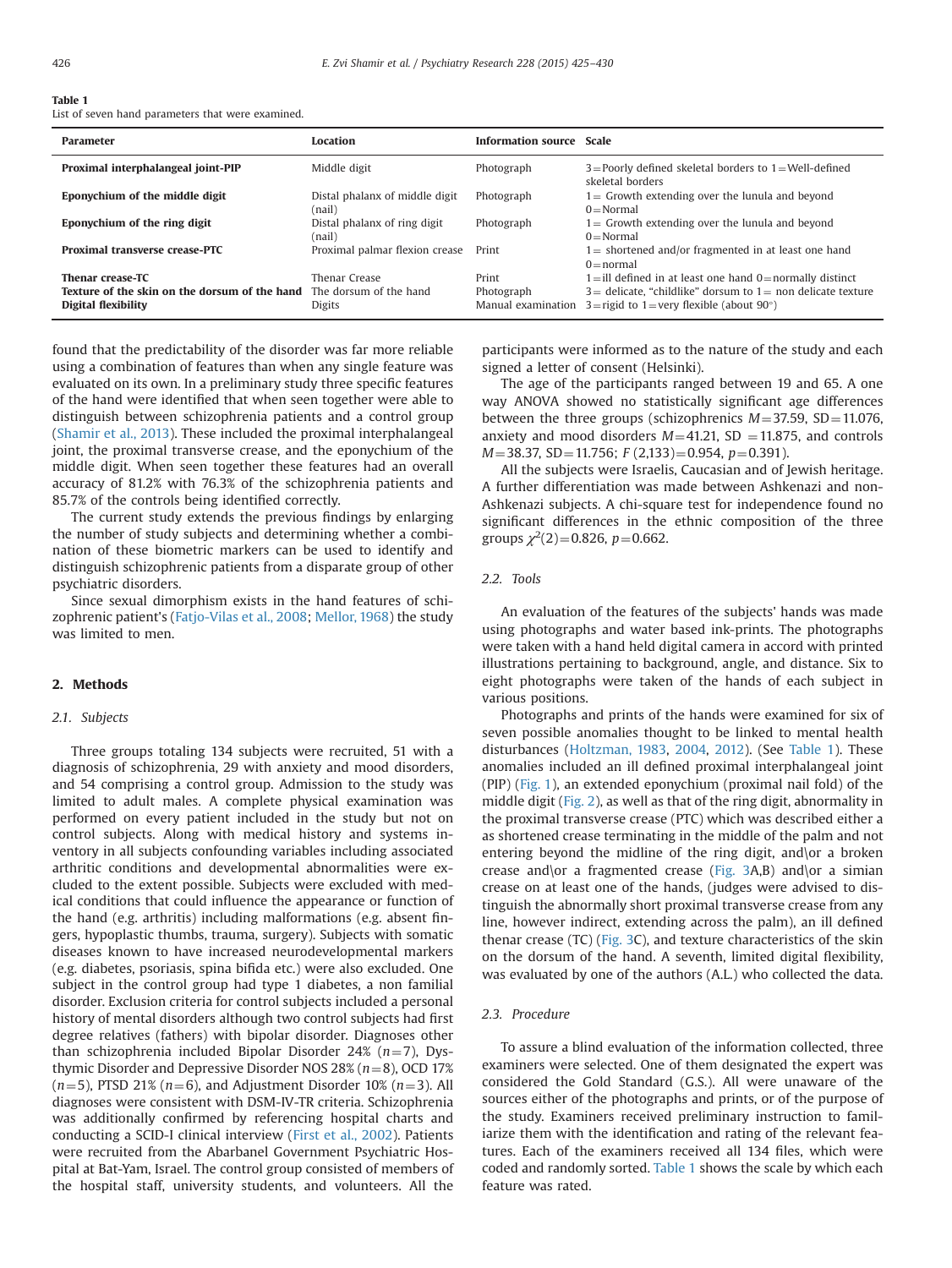**Table 1**
List of seven hand parameters that were examined.

| Parameter | Location | Information source | Scale |
|---|---|---|---|
| **Proximal interphalangeal joint-PIP** | Middle digit | Photograph | 3 = Poorly defined skeletal borders to 1 = Well-defined skeletal borders |
| **Eponychium of the middle digit** | Distal phalanx of middle digit (nail) | Photograph | 1 = Growth extending over the lunula and beyond 0 = Normal |
| **Eponychium of the ring digit** | Distal phalanx of ring digit (nail) | Photograph | 1 = Growth extending over the lunula and beyond 0 = Normal |
| **Proximal transverse crease-PTC** | Proximal palmar flexion crease | Print | 1 = shortened and/or fragmented in at least one hand 0 = normal |
| **Thenar crease-TC** | Thenar Crease | Print | 1 = ill defined in at least one hand 0 = normally distinct |
| **Texture of the skin on the dorsum of the hand** | The dorsum of the hand | Photograph | 3 = delicate, "childlike" dorsum to 1 = non delicate texture |
| **Digital flexibility** | Digits | Manual examination | 3 = rigid to 1 = very flexible (about 90°) |

found that the predictability of the disorder was far more reliable using a combination of features than when any single feature was evaluated on its own. In a preliminary study three specific features of the hand were identified that when seen together were able to distinguish between schizophrenia patients and a control group (Shamir et al., 2013). These included the proximal interphalangeal joint, the proximal transverse crease, and the eponychium of the middle digit. When seen together these features had an overall accuracy of 81.2% with 76.3% of the schizophrenia patients and 85.7% of the controls being identified correctly.

The current study extends the previous findings by enlarging the number of study subjects and determining whether a combination of these biometric markers can be used to identify and distinguish schizophrenic patients from a disparate group of other psychiatric disorders.

Since sexual dimorphism exists in the hand features of schizophrenic patient's (Fatjo-Vilas et al., 2008; Mellor, 1968) the study was limited to men.

## 2. Methods

### 2.1. Subjects

Three groups totaling 134 subjects were recruited, 51 with a diagnosis of schizophrenia, 29 with anxiety and mood disorders, and 54 comprising a control group. Admission to the study was limited to adult males. A complete physical examination was performed on every patient included in the study but not on control subjects. Along with medical history and systems inventory in all subjects confounding variables including associated arthritic conditions and developmental abnormalities were excluded to the extent possible. Subjects were excluded with medical conditions that could influence the appearance or function of the hand (e.g. arthritis) including malformations (e.g. absent fingers, hypoplastic thumbs, trauma, surgery). Subjects with somatic diseases known to have increased neurodevelopmental markers (e.g. diabetes, psoriasis, spina bifida etc.) were also excluded. One subject in the control group had type 1 diabetes, a non familial disorder. Exclusion criteria for control subjects included a personal history of mental disorders although two control subjects had first degree relatives (fathers) with bipolar disorder. Diagnoses other than schizophrenia included Bipolar Disorder 24% ($n=7$), Dysthymic Disorder and Depressive Disorder NOS 28% ($n=8$), OCD 17% ($n=5$), PTSD 21% ($n=6$), and Adjustment Disorder 10% ($n=3$). All diagnoses were consistent with DSM-IV-TR criteria. Schizophrenia was additionally confirmed by referencing hospital charts and conducting a SCID-I clinical interview (First et al., 2002). Patients were recruited from the Abarbanel Government Psychiatric Hospital at Bat-Yam, Israel. The control group consisted of members of the hospital staff, university students, and volunteers. All the participants were informed as to the nature of the study and each signed a letter of consent (Helsinki).

The age of the participants ranged between 19 and 65. A one way ANOVA showed no statistically significant age differences between the three groups (schizophrenics $M=37.59$, $SD=11.076$, anxiety and mood disorders $M=41.21$, $SD=11.875$, and controls $M=38.37$, $SD=11.756$; $F(2,133)=0.954$, $p=0.391$).

All the subjects were Israelis, Caucasian and of Jewish heritage. A further differentiation was made between Ashkenazi and non-Ashkenazi subjects. A chi-square test for independence found no significant differences in the ethnic composition of the three groups $\chi^2(2)=0.826$, $p=0.662$.

### 2.2. Tools

An evaluation of the features of the subjects' hands was made using photographs and water based ink-prints. The photographs were taken with a hand held digital camera in accord with printed illustrations pertaining to background, angle, and distance. Six to eight photographs were taken of the hands of each subject in various positions.

Photographs and prints of the hands were examined for six of seven possible anomalies thought to be linked to mental health disturbances (Holtzman, 1983, 2004, 2012). (See Table 1). These anomalies included an ill defined proximal interphalangeal joint (PIP) (Fig. 1), an extended eponychium (proximal nail fold) of the middle digit (Fig. 2), as well as that of the ring digit, abnormality in the proximal transverse crease (PTC) which was described either a as shortened crease terminating in the middle of the palm and not entering beyond the midline of the ring digit, and\or a broken crease and\or a fragmented crease (Fig. 3A,B) and\or a simian crease on at least one of the hands, (judges were advised to distinguish the abnormally short proximal transverse crease from any line, however indirect, extending across the palm), an ill defined thenar crease (TC) (Fig. 3C), and texture characteristics of the skin on the dorsum of the hand. A seventh, limited digital flexibility, was evaluated by one of the authors (A.L.) who collected the data.

### 2.3. Procedure

To assure a blind evaluation of the information collected, three examiners were selected. One of them designated the expert was considered the Gold Standard (G.S.). All were unaware of the sources either of the photographs and prints, or of the purpose of the study. Examiners received preliminary instruction to familiarize them with the identification and rating of the relevant features. Each of the examiners received all 134 files, which were coded and randomly sorted. Table 1 shows the scale by which each feature was rated.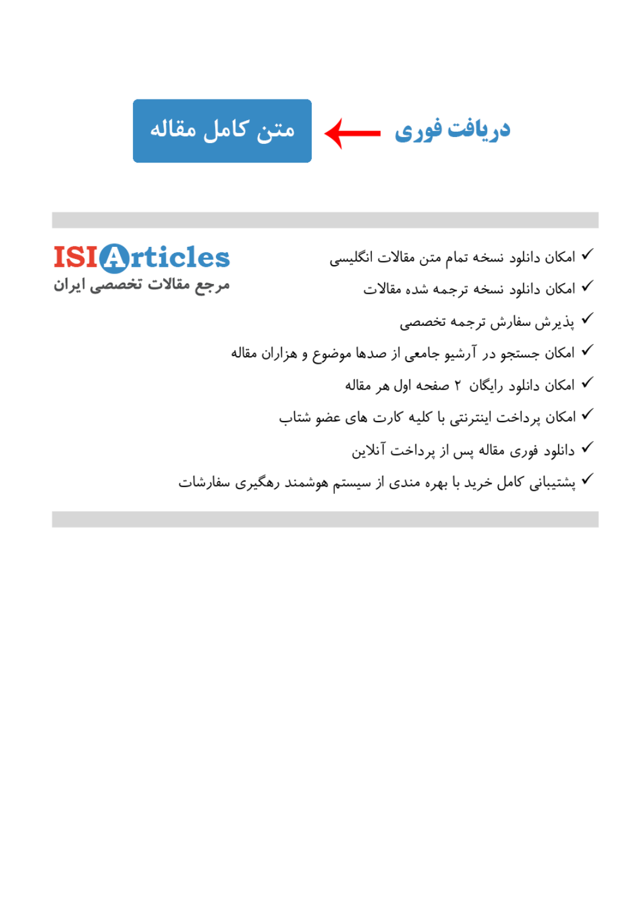متن کامل مقاله ← دریافت فوری

ISIArticles
مرجع مقالات تخصصی ایران

- ✓ امکان دانلود نسخه تمام متن مقالات انگلیسی
- ✓ امکان دانلود نسخه ترجمه شده مقالات
- ✓ پذیرش سفارش ترجمه تخصصی
- ✓ امکان جستجو در آرشیو جامعی از صدها موضوع و هزاران مقاله
- ✓ امکان دانلود رایگان ۲ صفحه اول هر مقاله
- ✓ امکان پرداخت اینترنتی با کلیه کارت های عضو شتاب
- ✓ دانلود فوری مقاله پس از پرداخت آنلاین
- ✓ پشتیبانی کامل خرید با بهره مندی از سیستم هوشمند رهگیری سفارشات